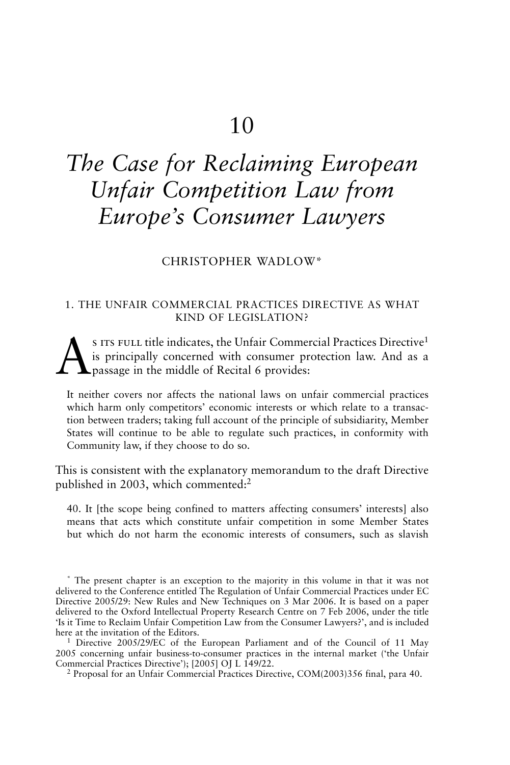# 10

# *The Case for Reclaiming European Unfair Competition Law from Europe's Consumer Lawyers*

CHRISTOPHER WADLOW*

## 1. THE UNFAIR COMMERCIAL PRACTICES DIRECTIVE AS WHAT KIND OF LEGISLATION?

As its full title indicates, the Unfair Commercial Practices Directive[1] is principally concerned with consumer protection law. And as a passage in the middle of Recital 6 provides:

> It neither covers nor affects the national laws on unfair commercial practices which harm only competitors' economic interests or which relate to a transaction between traders; taking full account of the principle of subsidiarity, Member States will continue to be able to regulate such practices, in conformity with Community law, if they choose to do so.

This is consistent with the explanatory memorandum to the draft Directive published in 2003, which commented:[2]

> 40. It [the scope being confined to matters affecting consumers' interests] also means that acts which constitute unfair competition in some Member States but which do not harm the economic interests of consumers, such as slavish

---

* The present chapter is an exception to the majority in this volume in that it was not delivered to the Conference entitled The Regulation of Unfair Commercial Practices under EC Directive 2005/29: New Rules and New Techniques on 3 Mar 2006. It is based on a paper delivered to the Oxford Intellectual Property Research Centre on 7 Feb 2006, under the title 'Is it Time to Reclaim Unfair Competition Law from the Consumer Lawyers?', and is included here at the invitation of the Editors.

[1] Directive 2005/29/EC of the European Parliament and of the Council of 11 May 2005 concerning unfair business-to-consumer practices in the internal market ('the Unfair Commercial Practices Directive'); [2005] OJ L 149/22.

[2] Proposal for an Unfair Commercial Practices Directive, COM(2003)356 final, para 40.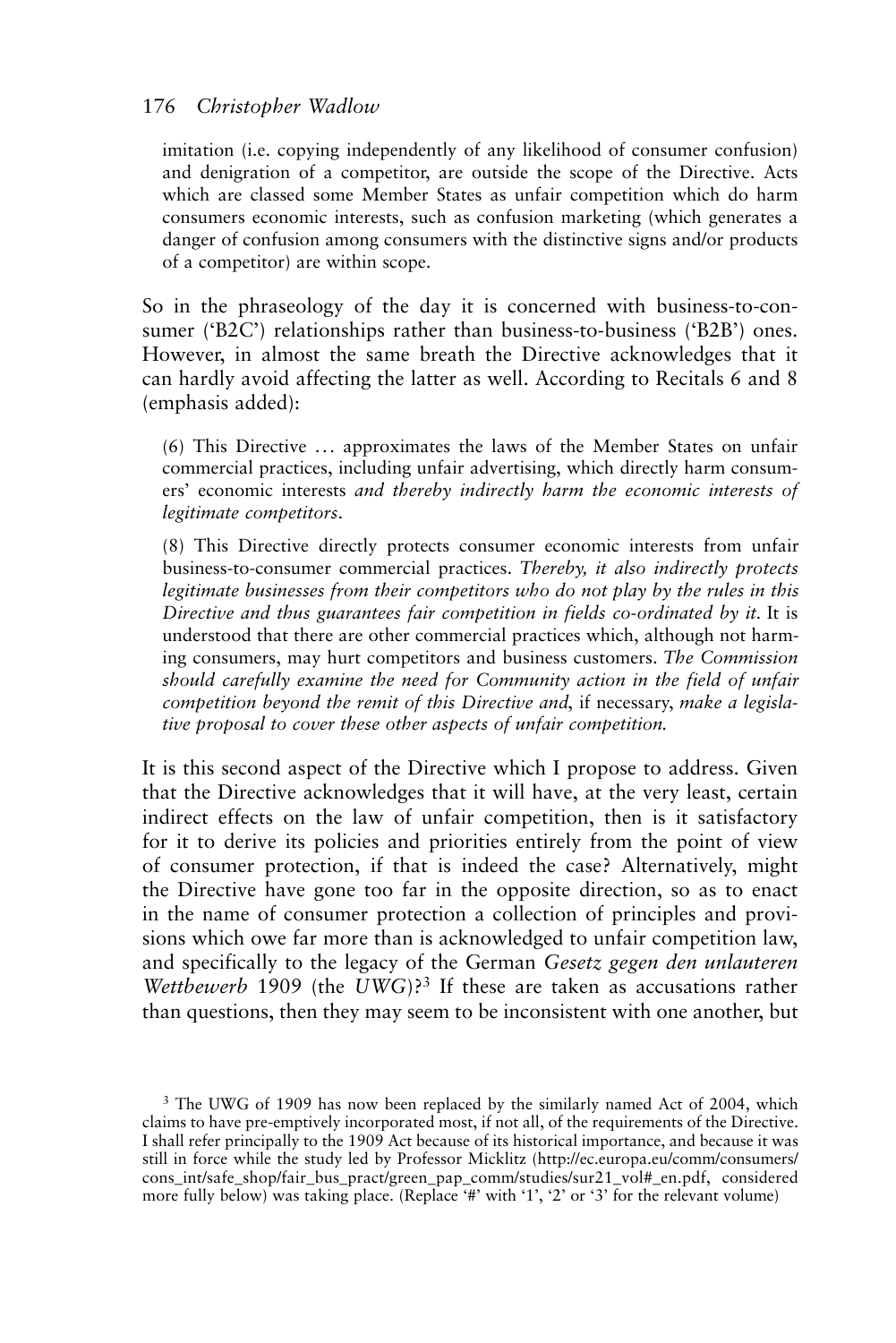imitation (i.e. copying independently of any likelihood of consumer confusion) and denigration of a competitor, are outside the scope of the Directive. Acts which are classed some Member States as unfair competition which do harm consumers economic interests, such as confusion marketing (which generates a danger of confusion among consumers with the distinctive signs and/or products of a competitor) are within scope.

So in the phraseology of the day it is concerned with business-to-consumer ('B2C') relationships rather than business-to-business ('B2B') ones. However, in almost the same breath the Directive acknowledges that it can hardly avoid affecting the latter as well. According to Recitals 6 and 8 (emphasis added):

> (6) This Directive … approximates the laws of the Member States on unfair commercial practices, including unfair advertising, which directly harm consumers' economic interests *and thereby indirectly harm the economic interests of legitimate competitors*.
>
> (8) This Directive directly protects consumer economic interests from unfair business-to-consumer commercial practices. *Thereby, it also indirectly protects legitimate businesses from their competitors who do not play by the rules in this Directive and thus guarantees fair competition in fields co-ordinated by it.* It is understood that there are other commercial practices which, although not harming consumers, may hurt competitors and business customers. *The Commission should carefully examine the need for Community action in the field of unfair competition beyond the remit of this Directive and*, if necessary, *make a legislative proposal to cover these other aspects of unfair competition.*

It is this second aspect of the Directive which I propose to address. Given that the Directive acknowledges that it will have, at the very least, certain indirect effects on the law of unfair competition, then is it satisfactory for it to derive its policies and priorities entirely from the point of view of consumer protection, if that is indeed the case? Alternatively, might the Directive have gone too far in the opposite direction, so as to enact in the name of consumer protection a collection of principles and provisions which owe far more than is acknowledged to unfair competition law, and specifically to the legacy of the German *Gesetz gegen den unlauteren Wettbewerb* 1909 (the *UWG*)?[3] If these are taken as accusations rather than questions, then they may seem to be inconsistent with one another, but

[3] The UWG of 1909 has now been replaced by the similarly named Act of 2004, which claims to have pre-emptively incorporated most, if not all, of the requirements of the Directive. I shall refer principally to the 1909 Act because of its historical importance, and because it was still in force while the study led by Professor Micklitz (http://ec.europa.eu/comm/consumers/cons_int/safe_shop/fair_bus_pract/green_pap_comm/studies/sur21_vol#_en.pdf, considered more fully below) was taking place. (Replace '#' with '1', '2' or '3' for the relevant volume)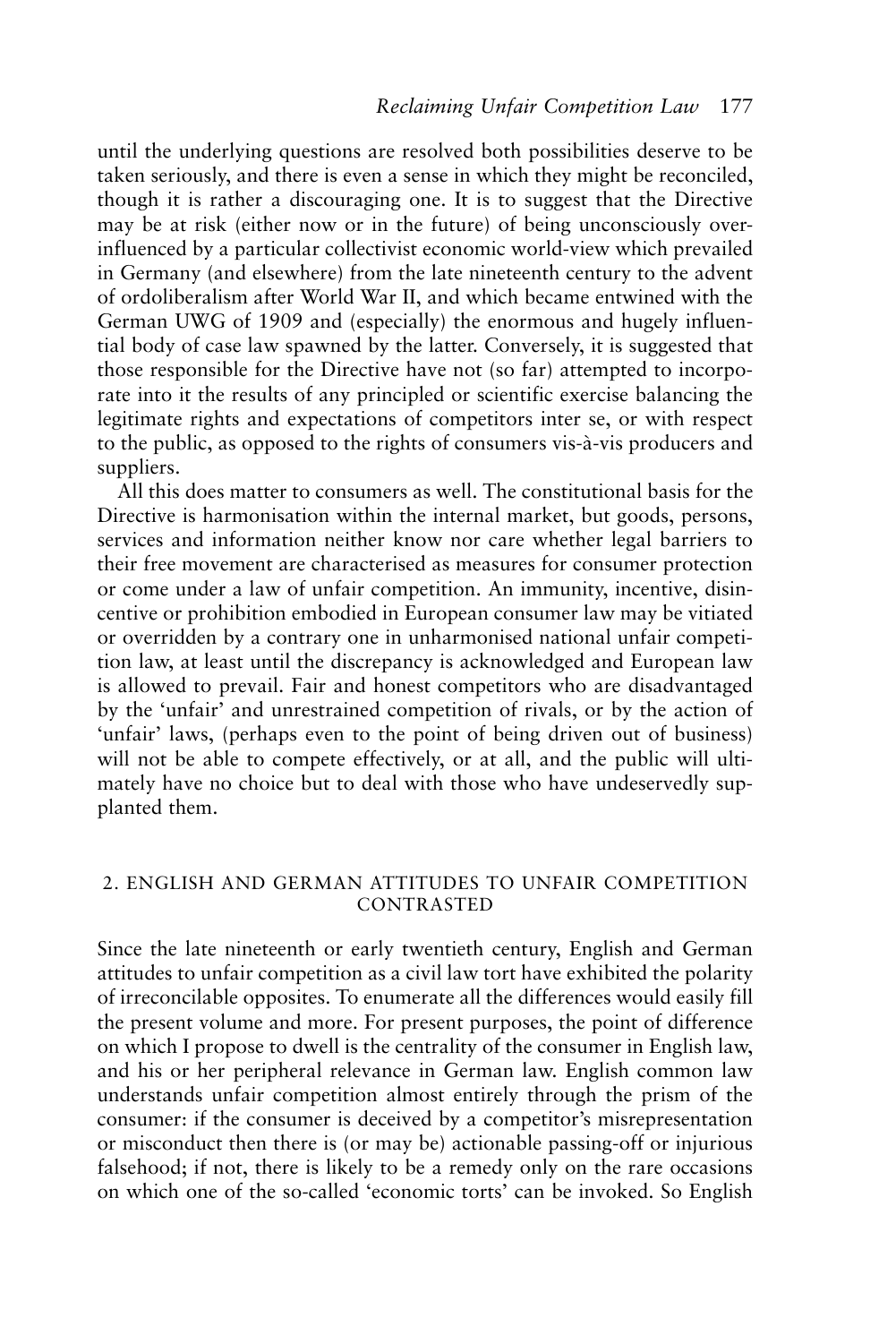until the underlying questions are resolved both possibilities deserve to be taken seriously, and there is even a sense in which they might be reconciled, though it is rather a discouraging one. It is to suggest that the Directive may be at risk (either now or in the future) of being unconsciously over-influenced by a particular collectivist economic world-view which prevailed in Germany (and elsewhere) from the late nineteenth century to the advent of ordoliberalism after World War II, and which became entwined with the German UWG of 1909 and (especially) the enormous and hugely influential body of case law spawned by the latter. Conversely, it is suggested that those responsible for the Directive have not (so far) attempted to incorporate into it the results of any principled or scientific exercise balancing the legitimate rights and expectations of competitors inter se, or with respect to the public, as opposed to the rights of consumers vis-à-vis producers and suppliers.

All this does matter to consumers as well. The constitutional basis for the Directive is harmonisation within the internal market, but goods, persons, services and information neither know nor care whether legal barriers to their free movement are characterised as measures for consumer protection or come under a law of unfair competition. An immunity, incentive, disincentive or prohibition embodied in European consumer law may be vitiated or overridden by a contrary one in unharmonised national unfair competition law, at least until the discrepancy is acknowledged and European law is allowed to prevail. Fair and honest competitors who are disadvantaged by the 'unfair' and unrestrained competition of rivals, or by the action of 'unfair' laws, (perhaps even to the point of being driven out of business) will not be able to compete effectively, or at all, and the public will ultimately have no choice but to deal with those who have undeservedly supplanted them.

## 2. ENGLISH AND GERMAN ATTITUDES TO UNFAIR COMPETITION CONTRASTED

Since the late nineteenth or early twentieth century, English and German attitudes to unfair competition as a civil law tort have exhibited the polarity of irreconcilable opposites. To enumerate all the differences would easily fill the present volume and more. For present purposes, the point of difference on which I propose to dwell is the centrality of the consumer in English law, and his or her peripheral relevance in German law. English common law understands unfair competition almost entirely through the prism of the consumer: if the consumer is deceived by a competitor's misrepresentation or misconduct then there is (or may be) actionable passing-off or injurious falsehood; if not, there is likely to be a remedy only on the rare occasions on which one of the so-called 'economic torts' can be invoked. So English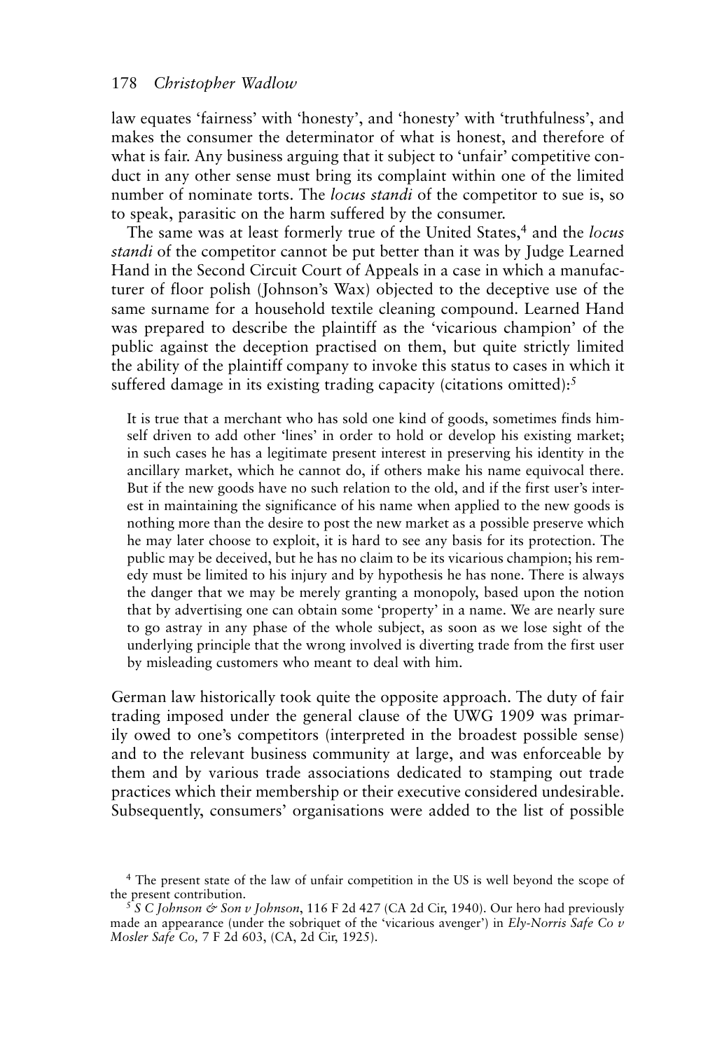law equates 'fairness' with 'honesty', and 'honesty' with 'truthfulness', and makes the consumer the determinator of what is honest, and therefore of what is fair. Any business arguing that it subject to 'unfair' competitive conduct in any other sense must bring its complaint within one of the limited number of nominate torts. The *locus standi* of the competitor to sue is, so to speak, parasitic on the harm suffered by the consumer.

The same was at least formerly true of the United States,[4] and the *locus standi* of the competitor cannot be put better than it was by Judge Learned Hand in the Second Circuit Court of Appeals in a case in which a manufacturer of floor polish (Johnson's Wax) objected to the deceptive use of the same surname for a household textile cleaning compound. Learned Hand was prepared to describe the plaintiff as the 'vicarious champion' of the public against the deception practised on them, but quite strictly limited the ability of the plaintiff company to invoke this status to cases in which it suffered damage in its existing trading capacity (citations omitted):[5]

> It is true that a merchant who has sold one kind of goods, sometimes finds himself driven to add other 'lines' in order to hold or develop his existing market; in such cases he has a legitimate present interest in preserving his identity in the ancillary market, which he cannot do, if others make his name equivocal there. But if the new goods have no such relation to the old, and if the first user's interest in maintaining the significance of his name when applied to the new goods is nothing more than the desire to post the new market as a possible preserve which he may later choose to exploit, it is hard to see any basis for its protection. The public may be deceived, but he has no claim to be its vicarious champion; his remedy must be limited to his injury and by hypothesis he has none. There is always the danger that we may be merely granting a monopoly, based upon the notion that by advertising one can obtain some 'property' in a name. We are nearly sure to go astray in any phase of the whole subject, as soon as we lose sight of the underlying principle that the wrong involved is diverting trade from the first user by misleading customers who meant to deal with him.

German law historically took quite the opposite approach. The duty of fair trading imposed under the general clause of the UWG 1909 was primarily owed to one's competitors (interpreted in the broadest possible sense) and to the relevant business community at large, and was enforceable by them and by various trade associations dedicated to stamping out trade practices which their membership or their executive considered undesirable. Subsequently, consumers' organisations were added to the list of possible

---

[4] The present state of the law of unfair competition in the US is well beyond the scope of the present contribution.

[5] *S C Johnson & Son v Johnson*, 116 F 2d 427 (CA 2d Cir, 1940). Our hero had previously made an appearance (under the sobriquet of the 'vicarious avenger') in *Ely-Norris Safe Co v Mosler Safe Co,* 7 F 2d 603, (CA, 2d Cir, 1925).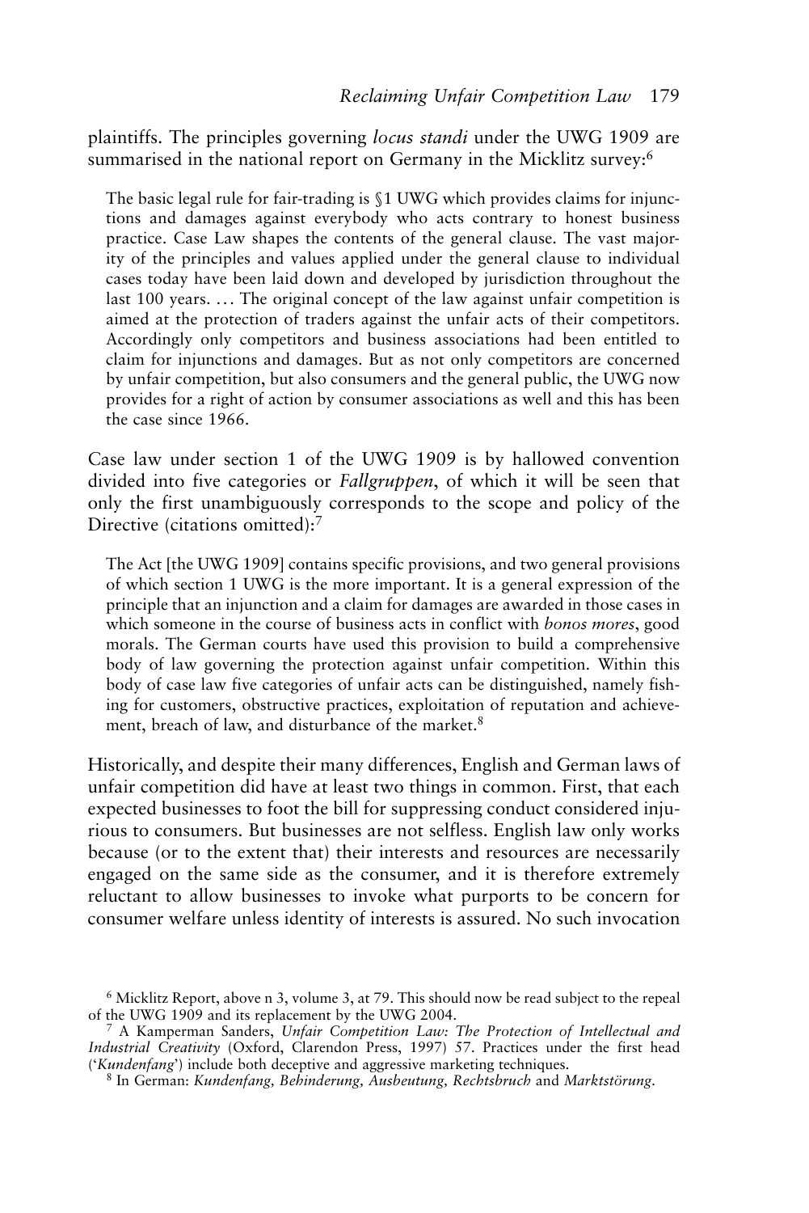plaintiffs. The principles governing *locus standi* under the UWG 1909 are summarised in the national report on Germany in the Micklitz survey:[6]

> The basic legal rule for fair-trading is §1 UWG which provides claims for injunctions and damages against everybody who acts contrary to honest business practice. Case Law shapes the contents of the general clause. The vast majority of the principles and values applied under the general clause to individual cases today have been laid down and developed by jurisdiction throughout the last 100 years. … The original concept of the law against unfair competition is aimed at the protection of traders against the unfair acts of their competitors. Accordingly only competitors and business associations had been entitled to claim for injunctions and damages. But as not only competitors are concerned by unfair competition, but also consumers and the general public, the UWG now provides for a right of action by consumer associations as well and this has been the case since 1966.

Case law under section 1 of the UWG 1909 is by hallowed convention divided into five categories or *Fallgruppen*, of which it will be seen that only the first unambiguously corresponds to the scope and policy of the Directive (citations omitted):[7]

> The Act [the UWG 1909] contains specific provisions, and two general provisions of which section 1 UWG is the more important. It is a general expression of the principle that an injunction and a claim for damages are awarded in those cases in which someone in the course of business acts in conflict with *bonos mores*, good morals. The German courts have used this provision to build a comprehensive body of law governing the protection against unfair competition. Within this body of case law five categories of unfair acts can be distinguished, namely fishing for customers, obstructive practices, exploitation of reputation and achievement, breach of law, and disturbance of the market.[8]

Historically, and despite their many differences, English and German laws of unfair competition did have at least two things in common. First, that each expected businesses to foot the bill for suppressing conduct considered injurious to consumers. But businesses are not selfless. English law only works because (or to the extent that) their interests and resources are necessarily engaged on the same side as the consumer, and it is therefore extremely reluctant to allow businesses to invoke what purports to be concern for consumer welfare unless identity of interests is assured. No such invocation

[6] Micklitz Report, above n 3, volume 3, at 79. This should now be read subject to the repeal of the UWG 1909 and its replacement by the UWG 2004.

[7] A Kamperman Sanders, *Unfair Competition Law: The Protection of Intellectual and Industrial Creativity* (Oxford, Clarendon Press, 1997) 57. Practices under the first head ('*Kundenfang*') include both deceptive and aggressive marketing techniques.

[8] In German: *Kundenfang, Behinderung, Ausbeutung, Rechtsbruch* and *Marktstörung*.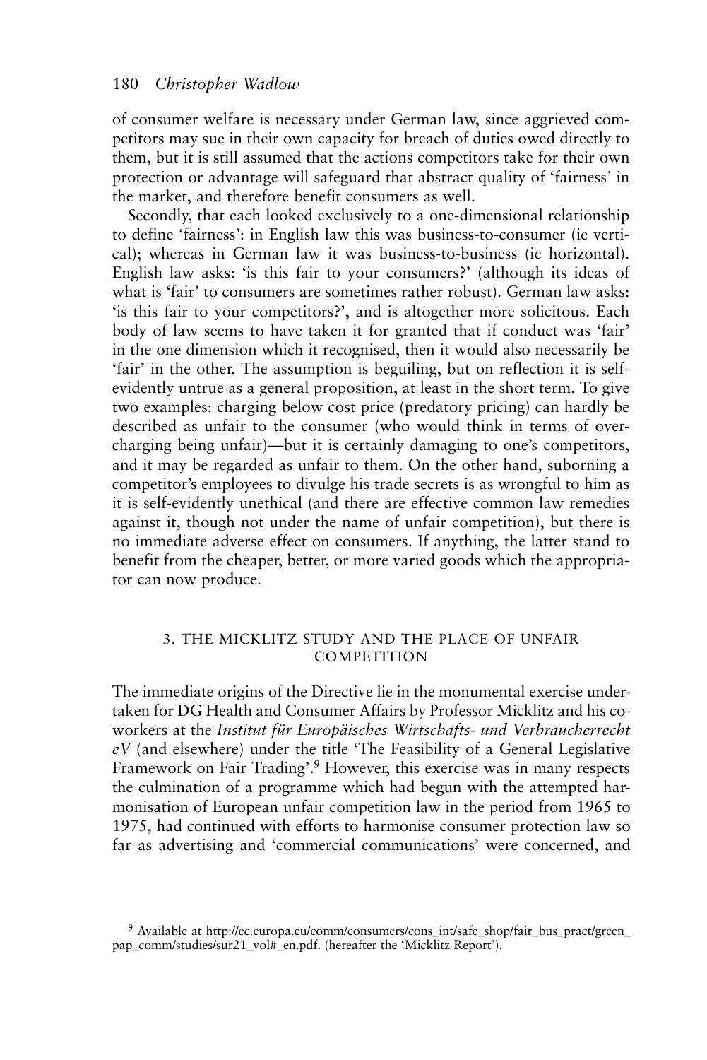of consumer welfare is necessary under German law, since aggrieved competitors may sue in their own capacity for breach of duties owed directly to them, but it is still assumed that the actions competitors take for their own protection or advantage will safeguard that abstract quality of 'fairness' in the market, and therefore benefit consumers as well.

Secondly, that each looked exclusively to a one-dimensional relationship to define 'fairness': in English law this was business-to-consumer (ie vertical); whereas in German law it was business-to-business (ie horizontal). English law asks: 'is this fair to your consumers?' (although its ideas of what is 'fair' to consumers are sometimes rather robust). German law asks: 'is this fair to your competitors?', and is altogether more solicitous. Each body of law seems to have taken it for granted that if conduct was 'fair' in the one dimension which it recognised, then it would also necessarily be 'fair' in the other. The assumption is beguiling, but on reflection it is self-evidently untrue as a general proposition, at least in the short term. To give two examples: charging below cost price (predatory pricing) can hardly be described as unfair to the consumer (who would think in terms of over-charging being unfair)—but it is certainly damaging to one's competitors, and it may be regarded as unfair to them. On the other hand, suborning a competitor's employees to divulge his trade secrets is as wrongful to him as it is self-evidently unethical (and there are effective common law remedies against it, though not under the name of unfair competition), but there is no immediate adverse effect on consumers. If anything, the latter stand to benefit from the cheaper, better, or more varied goods which the appropriator can now produce.

## 3. THE MICKLITZ STUDY AND THE PLACE OF UNFAIR COMPETITION

The immediate origins of the Directive lie in the monumental exercise undertaken for DG Health and Consumer Affairs by Professor Micklitz and his co-workers at the *Institut für Europäisches Wirtschafts- und Verbraucherrecht eV* (and elsewhere) under the title 'The Feasibility of a General Legislative Framework on Fair Trading'.[9] However, this exercise was in many respects the culmination of a programme which had begun with the attempted harmonisation of European unfair competition law in the period from 1965 to 1975, had continued with efforts to harmonise consumer protection law so far as advertising and 'commercial communications' were concerned, and

[9] Available at http://ec.europa.eu/comm/consumers/cons_int/safe_shop/fair_bus_pract/green_pap_comm/studies/sur21_vol#_en.pdf. (hereafter the 'Micklitz Report').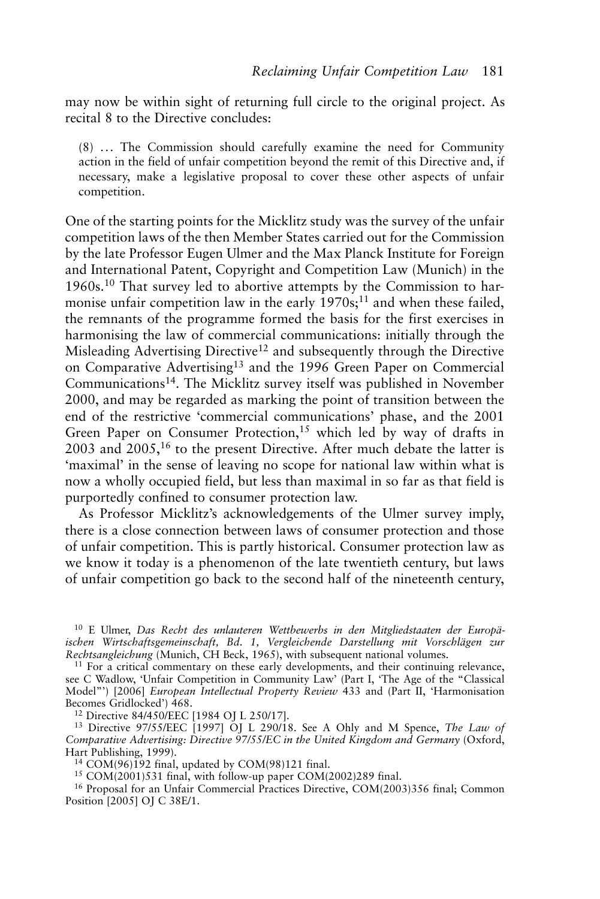may now be within sight of returning full circle to the original project. As recital 8 to the Directive concludes:

> (8) … The Commission should carefully examine the need for Community action in the field of unfair competition beyond the remit of this Directive and, if necessary, make a legislative proposal to cover these other aspects of unfair competition.

One of the starting points for the Micklitz study was the survey of the unfair competition laws of the then Member States carried out for the Commission by the late Professor Eugen Ulmer and the Max Planck Institute for Foreign and International Patent, Copyright and Competition Law (Munich) in the 1960s.[10] That survey led to abortive attempts by the Commission to harmonise unfair competition law in the early 1970s;[11] and when these failed, the remnants of the programme formed the basis for the first exercises in harmonising the law of commercial communications: initially through the Misleading Advertising Directive[12] and subsequently through the Directive on Comparative Advertising[13] and the 1996 Green Paper on Commercial Communications[14]. The Micklitz survey itself was published in November 2000, and may be regarded as marking the point of transition between the end of the restrictive 'commercial communications' phase, and the 2001 Green Paper on Consumer Protection,[15] which led by way of drafts in 2003 and 2005,[16] to the present Directive. After much debate the latter is 'maximal' in the sense of leaving no scope for national law within what is now a wholly occupied field, but less than maximal in so far as that field is purportedly confined to consumer protection law.

As Professor Micklitz's acknowledgements of the Ulmer survey imply, there is a close connection between laws of consumer protection and those of unfair competition. This is partly historical. Consumer protection law as we know it today is a phenomenon of the late twentieth century, but laws of unfair competition go back to the second half of the nineteenth century,

---

[10] E Ulmer, *Das Recht des unlauteren Wettbewerbs in den Mitgliedstaaten der Europäischen Wirtschaftsgemeinschaft, Bd. 1, Vergleichende Darstellung mit Vorschlägen zur Rechtsangleichung* (Munich, CH Beck, 1965), with subsequent national volumes.

[11] For a critical commentary on these early developments, and their continuing relevance, see C Wadlow, 'Unfair Competition in Community Law' (Part I, 'The Age of the "Classical Model"') [2006] *European Intellectual Property Review* 433 and (Part II, 'Harmonisation Becomes Gridlocked') 468.

[12] Directive 84/450/EEC [1984 OJ L 250/17].

[13] Directive 97/55/EEC [1997] OJ L 290/18. See A Ohly and M Spence, *The Law of Comparative Advertising: Directive 97/55/EC in the United Kingdom and Germany* (Oxford, Hart Publishing, 1999).

[14] COM(96)192 final, updated by COM(98)121 final.

[15] COM(2001)531 final, with follow-up paper COM(2002)289 final.

[16] Proposal for an Unfair Commercial Practices Directive, COM(2003)356 final; Common Position [2005] OJ C 38E/1.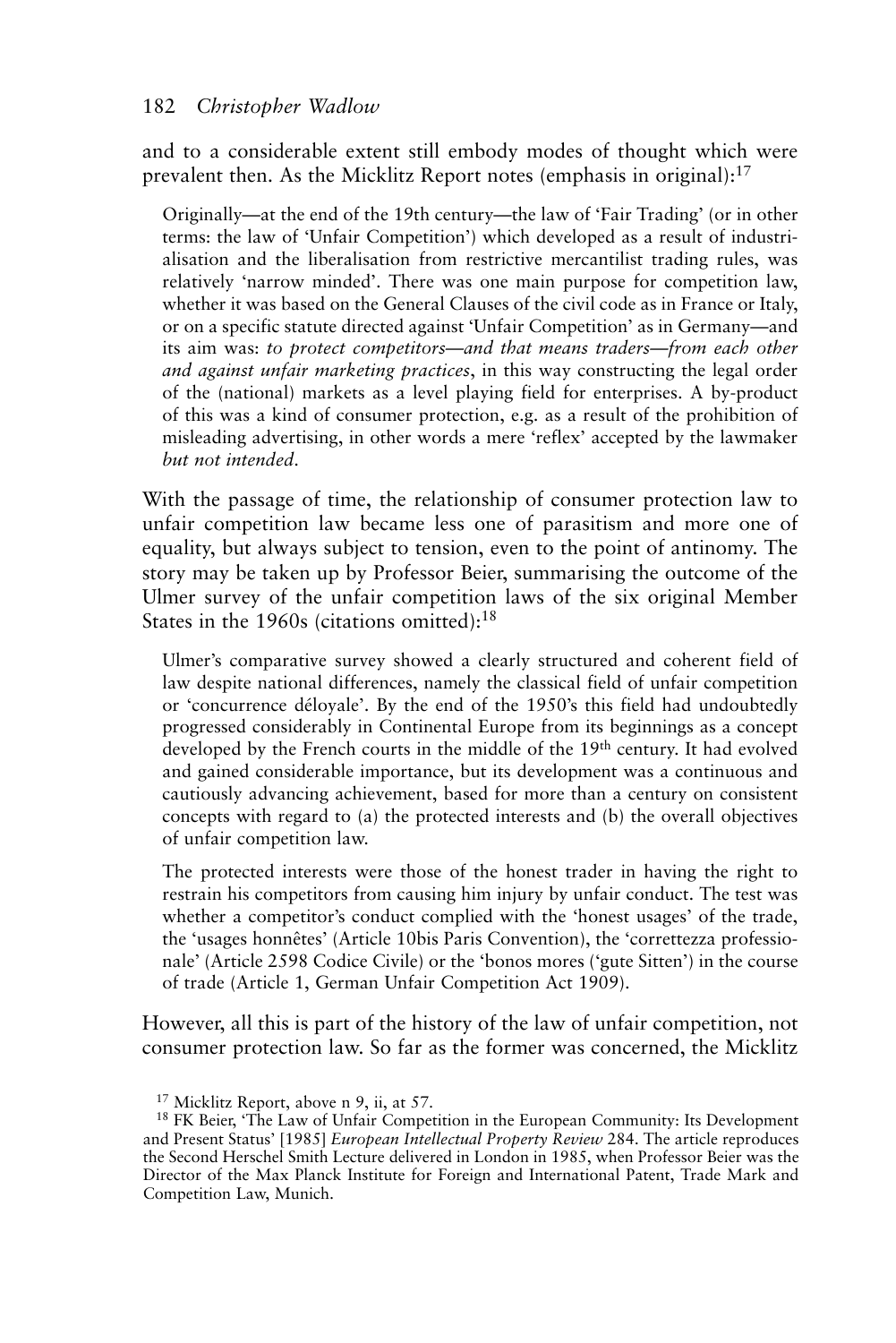and to a considerable extent still embody modes of thought which were prevalent then. As the Micklitz Report notes (emphasis in original):[17]

> Originally—at the end of the 19th century—the law of 'Fair Trading' (or in other terms: the law of 'Unfair Competition') which developed as a result of industrialisation and the liberalisation from restrictive mercantilist trading rules, was relatively 'narrow minded'. There was one main purpose for competition law, whether it was based on the General Clauses of the civil code as in France or Italy, or on a specific statute directed against 'Unfair Competition' as in Germany—and its aim was: *to protect competitors—and that means traders—from each other and against unfair marketing practices*, in this way constructing the legal order of the (national) markets as a level playing field for enterprises. A by-product of this was a kind of consumer protection, e.g. as a result of the prohibition of misleading advertising, in other words a mere 'reflex' accepted by the lawmaker *but not intended*.

With the passage of time, the relationship of consumer protection law to unfair competition law became less one of parasitism and more one of equality, but always subject to tension, even to the point of antinomy. The story may be taken up by Professor Beier, summarising the outcome of the Ulmer survey of the unfair competition laws of the six original Member States in the 1960s (citations omitted):[18]

> Ulmer's comparative survey showed a clearly structured and coherent field of law despite national differences, namely the classical field of unfair competition or 'concurrence déloyale'. By the end of the 1950's this field had undoubtedly progressed considerably in Continental Europe from its beginnings as a concept developed by the French courts in the middle of the 19th century. It had evolved and gained considerable importance, but its development was a continuous and cautiously advancing achievement, based for more than a century on consistent concepts with regard to (a) the protected interests and (b) the overall objectives of unfair competition law.
>
> The protected interests were those of the honest trader in having the right to restrain his competitors from causing him injury by unfair conduct. The test was whether a competitor's conduct complied with the 'honest usages' of the trade, the 'usages honnêtes' (Article 10bis Paris Convention), the 'correttezza professionale' (Article 2598 Codice Civile) or the 'bonos mores ('gute Sitten') in the course of trade (Article 1, German Unfair Competition Act 1909).

However, all this is part of the history of the law of unfair competition, not consumer protection law. So far as the former was concerned, the Micklitz

---

[17] Micklitz Report, above n 9, ii, at 57.

[18] FK Beier, 'The Law of Unfair Competition in the European Community: Its Development and Present Status' [1985] *European Intellectual Property Review* 284. The article reproduces the Second Herschel Smith Lecture delivered in London in 1985, when Professor Beier was the Director of the Max Planck Institute for Foreign and International Patent, Trade Mark and Competition Law, Munich.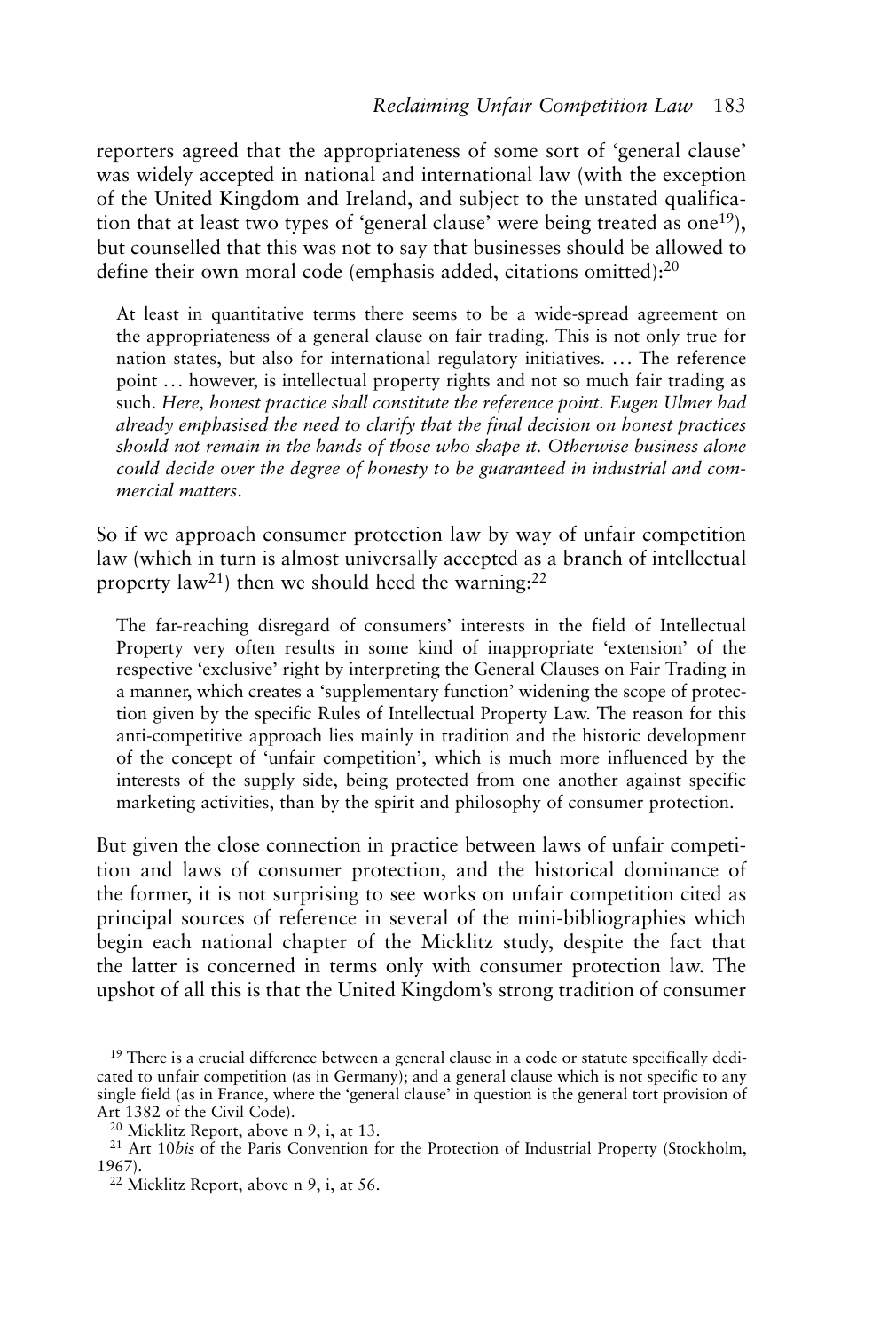reporters agreed that the appropriateness of some sort of 'general clause' was widely accepted in national and international law (with the exception of the United Kingdom and Ireland, and subject to the unstated qualification that at least two types of 'general clause' were being treated as one[19]), but counselled that this was not to say that businesses should be allowed to define their own moral code (emphasis added, citations omitted):[20]

> At least in quantitative terms there seems to be a wide-spread agreement on the appropriateness of a general clause on fair trading. This is not only true for nation states, but also for international regulatory initiatives. … The reference point … however, is intellectual property rights and not so much fair trading as such. *Here, honest practice shall constitute the reference point. Eugen Ulmer had already emphasised the need to clarify that the final decision on honest practices should not remain in the hands of those who shape it. Otherwise business alone could decide over the degree of honesty to be guaranteed in industrial and commercial matters.*

So if we approach consumer protection law by way of unfair competition law (which in turn is almost universally accepted as a branch of intellectual property law[21]) then we should heed the warning:[22]

> The far-reaching disregard of consumers' interests in the field of Intellectual Property very often results in some kind of inappropriate 'extension' of the respective 'exclusive' right by interpreting the General Clauses on Fair Trading in a manner, which creates a 'supplementary function' widening the scope of protection given by the specific Rules of Intellectual Property Law. The reason for this anti-competitive approach lies mainly in tradition and the historic development of the concept of 'unfair competition', which is much more influenced by the interests of the supply side, being protected from one another against specific marketing activities, than by the spirit and philosophy of consumer protection.

But given the close connection in practice between laws of unfair competition and laws of consumer protection, and the historical dominance of the former, it is not surprising to see works on unfair competition cited as principal sources of reference in several of the mini-bibliographies which begin each national chapter of the Micklitz study, despite the fact that the latter is concerned in terms only with consumer protection law. The upshot of all this is that the United Kingdom's strong tradition of consumer

---

[19] There is a crucial difference between a general clause in a code or statute specifically dedicated to unfair competition (as in Germany); and a general clause which is not specific to any single field (as in France, where the 'general clause' in question is the general tort provision of Art 1382 of the Civil Code).

[20] Micklitz Report, above n 9, i, at 13.

[21] Art 10*bis* of the Paris Convention for the Protection of Industrial Property (Stockholm, 1967).

[22] Micklitz Report, above n 9, i, at 56.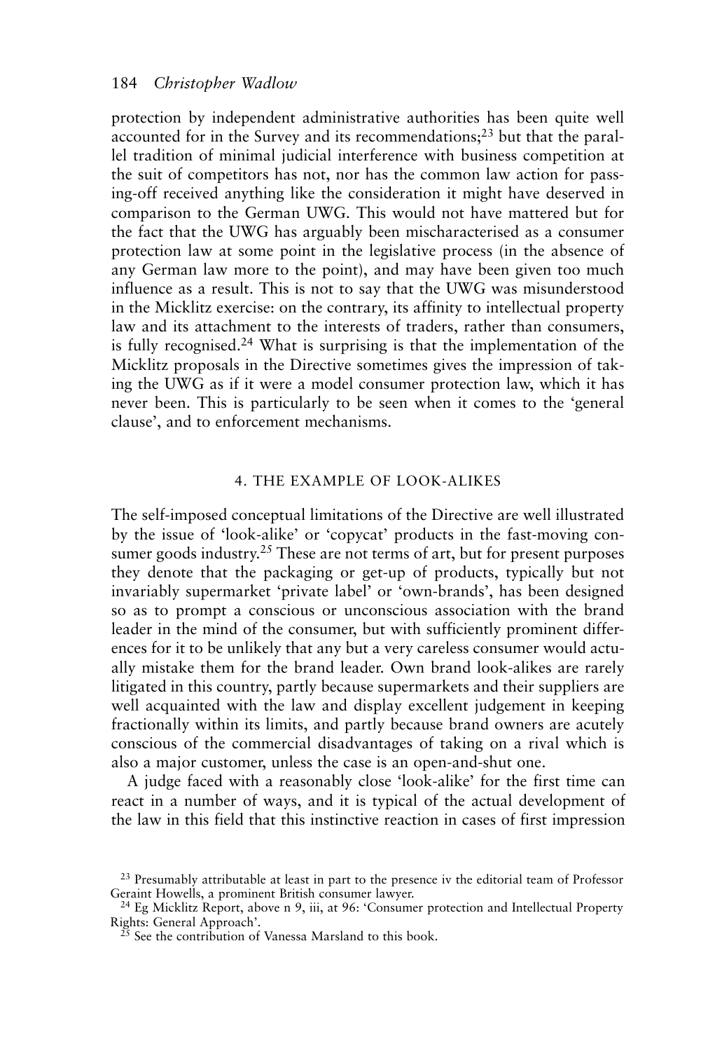protection by independent administrative authorities has been quite well accounted for in the Survey and its recommendations;[23] but that the parallel tradition of minimal judicial interference with business competition at the suit of competitors has not, nor has the common law action for passing-off received anything like the consideration it might have deserved in comparison to the German UWG. This would not have mattered but for the fact that the UWG has arguably been mischaracterised as a consumer protection law at some point in the legislative process (in the absence of any German law more to the point), and may have been given too much influence as a result. This is not to say that the UWG was misunderstood in the Micklitz exercise: on the contrary, its affinity to intellectual property law and its attachment to the interests of traders, rather than consumers, is fully recognised.[24] What is surprising is that the implementation of the Micklitz proposals in the Directive sometimes gives the impression of taking the UWG as if it were a model consumer protection law, which it has never been. This is particularly to be seen when it comes to the 'general clause', and to enforcement mechanisms.

## 4. THE EXAMPLE OF LOOK-ALIKES

The self-imposed conceptual limitations of the Directive are well illustrated by the issue of 'look-alike' or 'copycat' products in the fast-moving consumer goods industry.[25] These are not terms of art, but for present purposes they denote that the packaging or get-up of products, typically but not invariably supermarket 'private label' or 'own-brands', has been designed so as to prompt a conscious or unconscious association with the brand leader in the mind of the consumer, but with sufficiently prominent differences for it to be unlikely that any but a very careless consumer would actually mistake them for the brand leader. Own brand look-alikes are rarely litigated in this country, partly because supermarkets and their suppliers are well acquainted with the law and display excellent judgement in keeping fractionally within its limits, and partly because brand owners are acutely conscious of the commercial disadvantages of taking on a rival which is also a major customer, unless the case is an open-and-shut one.

A judge faced with a reasonably close 'look-alike' for the first time can react in a number of ways, and it is typical of the actual development of the law in this field that this instinctive reaction in cases of first impression

---

[23] Presumably attributable at least in part to the presence iv the editorial team of Professor Geraint Howells, a prominent British consumer lawyer.

[24] Eg Micklitz Report, above n 9, iii, at 96: 'Consumer protection and Intellectual Property Rights: General Approach'.

[25] See the contribution of Vanessa Marsland to this book.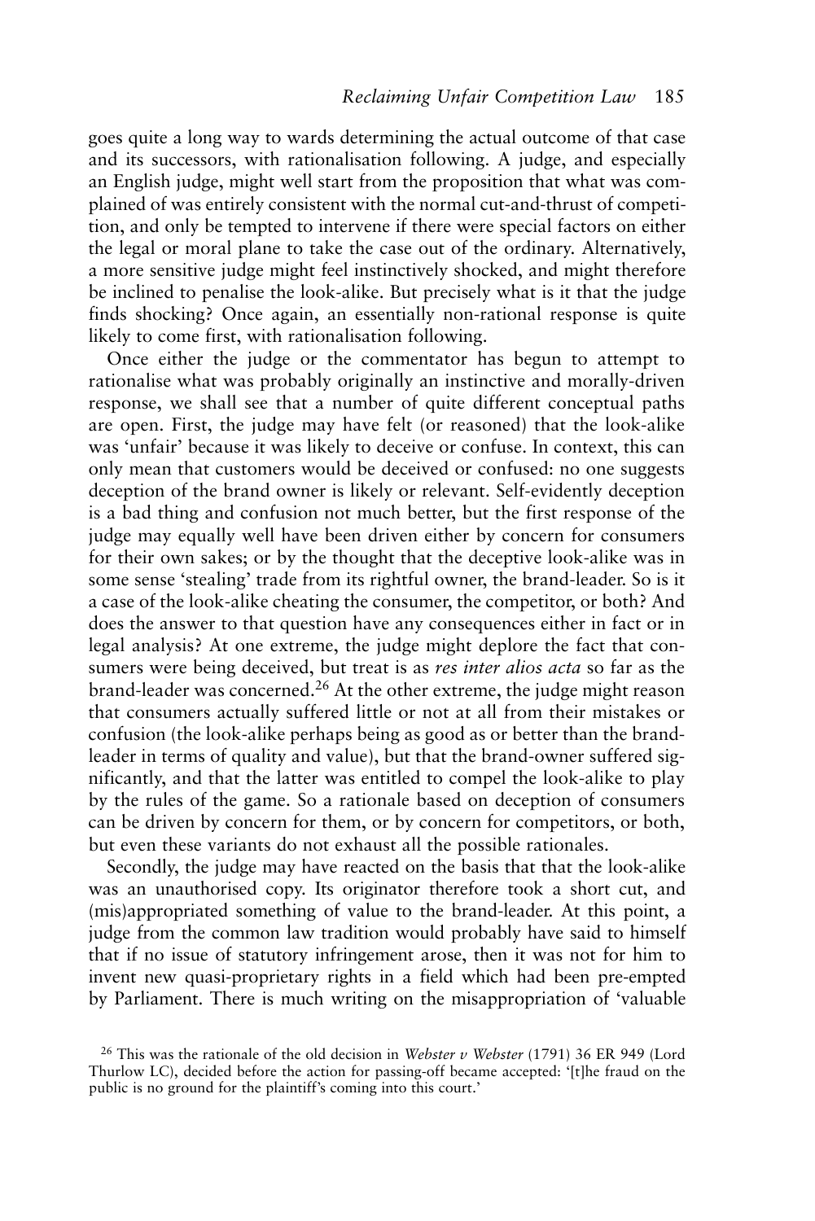goes quite a long way to wards determining the actual outcome of that case and its successors, with rationalisation following. A judge, and especially an English judge, might well start from the proposition that what was complained of was entirely consistent with the normal cut-and-thrust of competition, and only be tempted to intervene if there were special factors on either the legal or moral plane to take the case out of the ordinary. Alternatively, a more sensitive judge might feel instinctively shocked, and might therefore be inclined to penalise the look-alike. But precisely what is it that the judge finds shocking? Once again, an essentially non-rational response is quite likely to come first, with rationalisation following.

Once either the judge or the commentator has begun to attempt to rationalise what was probably originally an instinctive and morally-driven response, we shall see that a number of quite different conceptual paths are open. First, the judge may have felt (or reasoned) that the look-alike was 'unfair' because it was likely to deceive or confuse. In context, this can only mean that customers would be deceived or confused: no one suggests deception of the brand owner is likely or relevant. Self-evidently deception is a bad thing and confusion not much better, but the first response of the judge may equally well have been driven either by concern for consumers for their own sakes; or by the thought that the deceptive look-alike was in some sense 'stealing' trade from its rightful owner, the brand-leader. So is it a case of the look-alike cheating the consumer, the competitor, or both? And does the answer to that question have any consequences either in fact or in legal analysis? At one extreme, the judge might deplore the fact that consumers were being deceived, but treat is as *res inter alios acta* so far as the brand-leader was concerned.[26] At the other extreme, the judge might reason that consumers actually suffered little or not at all from their mistakes or confusion (the look-alike perhaps being as good as or better than the brand-leader in terms of quality and value), but that the brand-owner suffered significantly, and that the latter was entitled to compel the look-alike to play by the rules of the game. So a rationale based on deception of consumers can be driven by concern for them, or by concern for competitors, or both, but even these variants do not exhaust all the possible rationales.

Secondly, the judge may have reacted on the basis that that the look-alike was an unauthorised copy. Its originator therefore took a short cut, and (mis)appropriated something of value to the brand-leader. At this point, a judge from the common law tradition would probably have said to himself that if no issue of statutory infringement arose, then it was not for him to invent new quasi-proprietary rights in a field which had been pre-empted by Parliament. There is much writing on the misappropriation of 'valuable

[26] This was the rationale of the old decision in *Webster v Webster* (1791) 36 ER 949 (Lord Thurlow LC), decided before the action for passing-off became accepted: '[t]he fraud on the public is no ground for the plaintiff's coming into this court.'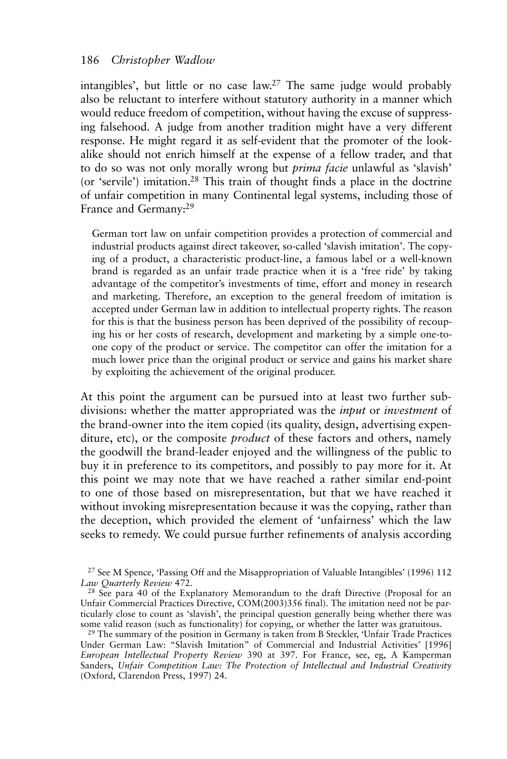intangibles', but little or no case law.[27] The same judge would probably also be reluctant to interfere without statutory authority in a manner which would reduce freedom of competition, without having the excuse of suppressing falsehood. A judge from another tradition might have a very different response. He might regard it as self-evident that the promoter of the look-alike should not enrich himself at the expense of a fellow trader, and that to do so was not only morally wrong but *prima facie* unlawful as 'slavish' (or 'servile') imitation.[28] This train of thought finds a place in the doctrine of unfair competition in many Continental legal systems, including those of France and Germany:[29]

> German tort law on unfair competition provides a protection of commercial and industrial products against direct takeover, so-called 'slavish imitation'. The copying of a product, a characteristic product-line, a famous label or a well-known brand is regarded as an unfair trade practice when it is a 'free ride' by taking advantage of the competitor's investments of time, effort and money in research and marketing. Therefore, an exception to the general freedom of imitation is accepted under German law in addition to intellectual property rights. The reason for this is that the business person has been deprived of the possibility of recouping his or her costs of research, development and marketing by a simple one-to-one copy of the product or service. The competitor can offer the imitation for a much lower price than the original product or service and gains his market share by exploiting the achievement of the original producer.

At this point the argument can be pursued into at least two further sub-divisions: whether the matter appropriated was the *input* or *investment* of the brand-owner into the item copied (its quality, design, advertising expenditure, etc), or the composite *product* of these factors and others, namely the goodwill the brand-leader enjoyed and the willingness of the public to buy it in preference to its competitors, and possibly to pay more for it. At this point we may note that we have reached a rather similar end-point to one of those based on misrepresentation, but that we have reached it without invoking misrepresentation because it was the copying, rather than the deception, which provided the element of 'unfairness' which the law seeks to remedy. We could pursue further refinements of analysis according

[27] See M Spence, 'Passing Off and the Misappropriation of Valuable Intangibles' (1996) 112 *Law Quarterly Review* 472.

[28] See para 40 of the Explanatory Memorandum to the draft Directive (Proposal for an Unfair Commercial Practices Directive, COM(2003)356 final). The imitation need not be particularly close to count as 'slavish', the principal question generally being whether there was some valid reason (such as functionality) for copying, or whether the latter was gratuitous.

[29] The summary of the position in Germany is taken from B Steckler, 'Unfair Trade Practices Under German Law: "Slavish Imitation" of Commercial and Industrial Activities' [1996] *European Intellectual Property Review* 390 at 397. For France, see, eg, A Kamperman Sanders, *Unfair Competition Law: The Protection of Intellectual and Industrial Creativity* (Oxford, Clarendon Press, 1997) 24.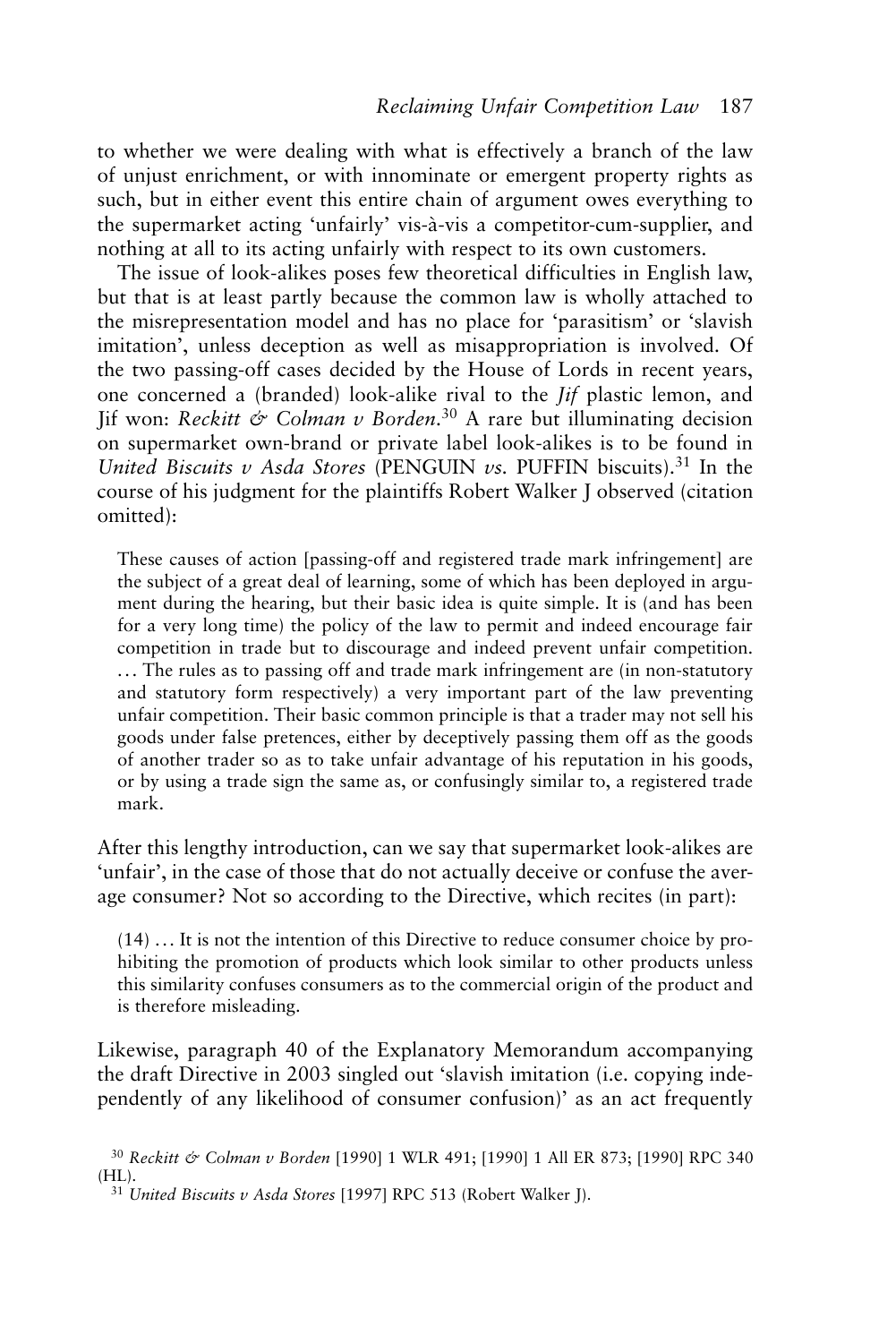to whether we were dealing with what is effectively a branch of the law of unjust enrichment, or with innominate or emergent property rights as such, but in either event this entire chain of argument owes everything to the supermarket acting 'unfairly' vis-à-vis a competitor-cum-supplier, and nothing at all to its acting unfairly with respect to its own customers.

The issue of look-alikes poses few theoretical difficulties in English law, but that is at least partly because the common law is wholly attached to the misrepresentation model and has no place for 'parasitism' or 'slavish imitation', unless deception as well as misappropriation is involved. Of the two passing-off cases decided by the House of Lords in recent years, one concerned a (branded) look-alike rival to the *Jif* plastic lemon, and Jif won: *Reckitt & Colman v Borden*.[30] A rare but illuminating decision on supermarket own-brand or private label look-alikes is to be found in *United Biscuits v Asda Stores* (PENGUIN *vs.* PUFFIN biscuits).[31] In the course of his judgment for the plaintiffs Robert Walker J observed (citation omitted):

> These causes of action [passing-off and registered trade mark infringement] are the subject of a great deal of learning, some of which has been deployed in argument during the hearing, but their basic idea is quite simple. It is (and has been for a very long time) the policy of the law to permit and indeed encourage fair competition in trade but to discourage and indeed prevent unfair competition. … The rules as to passing off and trade mark infringement are (in non-statutory and statutory form respectively) a very important part of the law preventing unfair competition. Their basic common principle is that a trader may not sell his goods under false pretences, either by deceptively passing them off as the goods of another trader so as to take unfair advantage of his reputation in his goods, or by using a trade sign the same as, or confusingly similar to, a registered trade mark.

After this lengthy introduction, can we say that supermarket look-alikes are 'unfair', in the case of those that do not actually deceive or confuse the average consumer? Not so according to the Directive, which recites (in part):

> (14) … It is not the intention of this Directive to reduce consumer choice by prohibiting the promotion of products which look similar to other products unless this similarity confuses consumers as to the commercial origin of the product and is therefore misleading.

Likewise, paragraph 40 of the Explanatory Memorandum accompanying the draft Directive in 2003 singled out 'slavish imitation (i.e. copying independently of any likelihood of consumer confusion)' as an act frequently

[30] *Reckitt & Colman v Borden* [1990] 1 WLR 491; [1990] 1 All ER 873; [1990] RPC 340 (HL).

[31] *United Biscuits v Asda Stores* [1997] RPC 513 (Robert Walker J).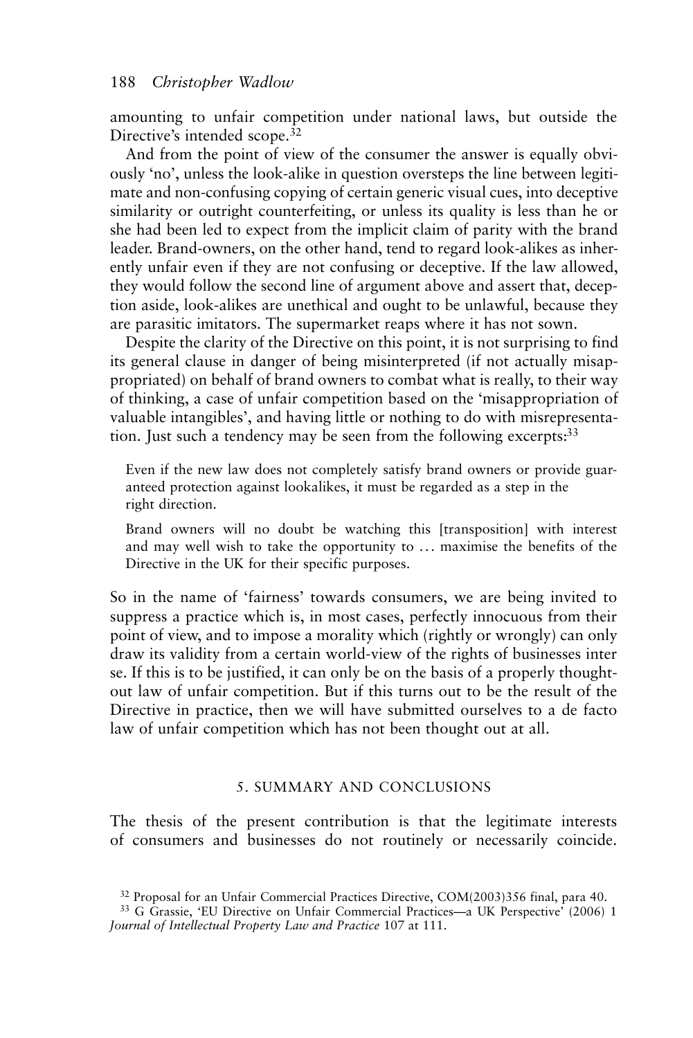amounting to unfair competition under national laws, but outside the Directive's intended scope.[32]

And from the point of view of the consumer the answer is equally obviously 'no', unless the look-alike in question oversteps the line between legitimate and non-confusing copying of certain generic visual cues, into deceptive similarity or outright counterfeiting, or unless its quality is less than he or she had been led to expect from the implicit claim of parity with the brand leader. Brand-owners, on the other hand, tend to regard look-alikes as inherently unfair even if they are not confusing or deceptive. If the law allowed, they would follow the second line of argument above and assert that, deception aside, look-alikes are unethical and ought to be unlawful, because they are parasitic imitators. The supermarket reaps where it has not sown.

Despite the clarity of the Directive on this point, it is not surprising to find its general clause in danger of being misinterpreted (if not actually misappropriated) on behalf of brand owners to combat what is really, to their way of thinking, a case of unfair competition based on the 'misappropriation of valuable intangibles', and having little or nothing to do with misrepresentation. Just such a tendency may be seen from the following excerpts:[33]

> Even if the new law does not completely satisfy brand owners or provide guaranteed protection against lookalikes, it must be regarded as a step in the right direction.
>
> Brand owners will no doubt be watching this [transposition] with interest and may well wish to take the opportunity to ... maximise the benefits of the Directive in the UK for their specific purposes.

So in the name of 'fairness' towards consumers, we are being invited to suppress a practice which is, in most cases, perfectly innocuous from their point of view, and to impose a morality which (rightly or wrongly) can only draw its validity from a certain world-view of the rights of businesses inter se. If this is to be justified, it can only be on the basis of a properly thought-out law of unfair competition. But if this turns out to be the result of the Directive in practice, then we will have submitted ourselves to a de facto law of unfair competition which has not been thought out at all.

## 5. SUMMARY AND CONCLUSIONS

The thesis of the present contribution is that the legitimate interests of consumers and businesses do not routinely or necessarily coincide.

[32] Proposal for an Unfair Commercial Practices Directive, COM(2003)356 final, para 40.

[33] G Grassie, 'EU Directive on Unfair Commercial Practices—a UK Perspective' (2006) 1 *Journal of Intellectual Property Law and Practice* 107 at 111.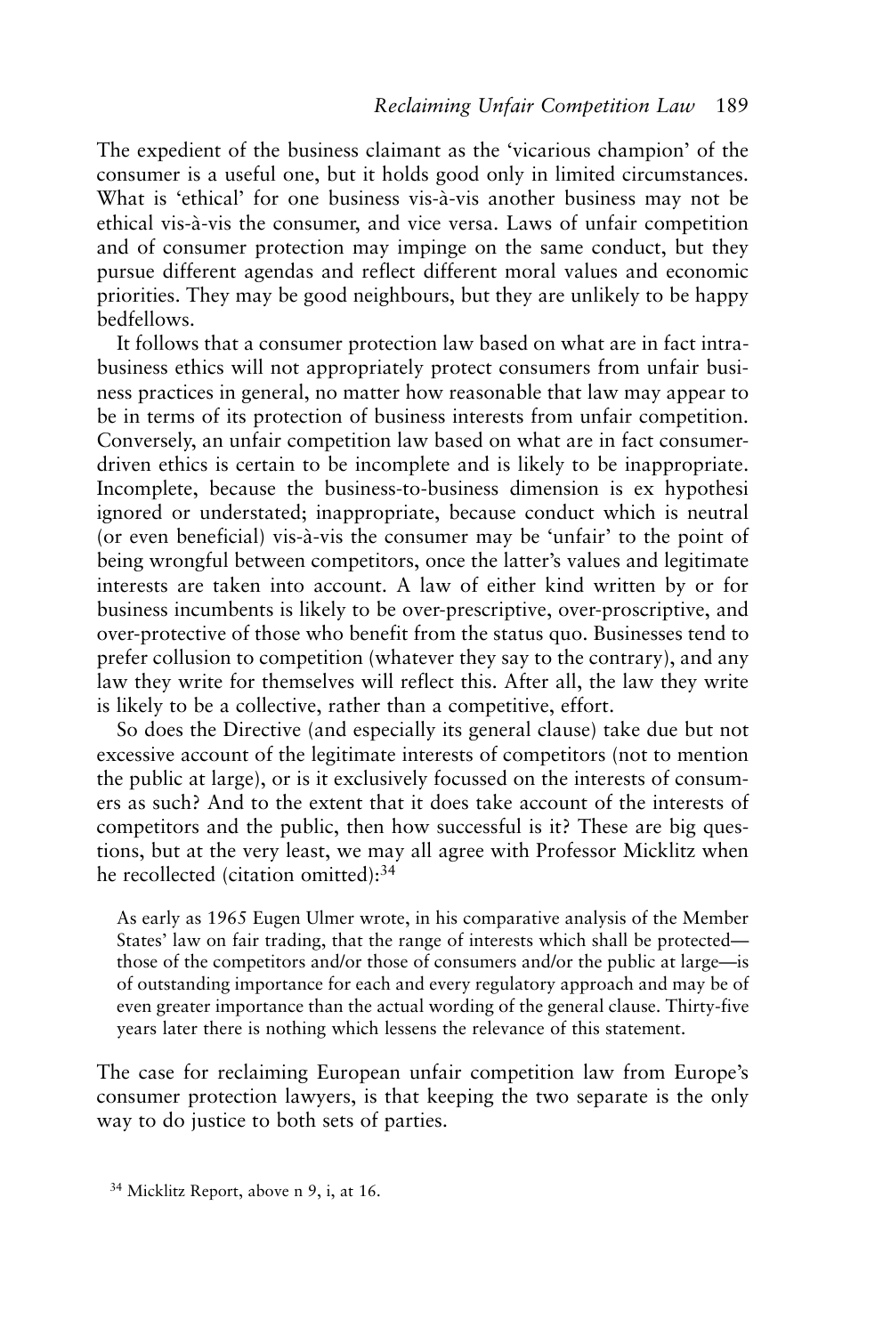The expedient of the business claimant as the 'vicarious champion' of the consumer is a useful one, but it holds good only in limited circumstances. What is 'ethical' for one business vis-à-vis another business may not be ethical vis-à-vis the consumer, and vice versa. Laws of unfair competition and of consumer protection may impinge on the same conduct, but they pursue different agendas and reflect different moral values and economic priorities. They may be good neighbours, but they are unlikely to be happy bedfellows.

It follows that a consumer protection law based on what are in fact intra-business ethics will not appropriately protect consumers from unfair business practices in general, no matter how reasonable that law may appear to be in terms of its protection of business interests from unfair competition. Conversely, an unfair competition law based on what are in fact consumer-driven ethics is certain to be incomplete and is likely to be inappropriate. Incomplete, because the business-to-business dimension is ex hypothesi ignored or understated; inappropriate, because conduct which is neutral (or even beneficial) vis-à-vis the consumer may be 'unfair' to the point of being wrongful between competitors, once the latter's values and legitimate interests are taken into account. A law of either kind written by or for business incumbents is likely to be over-prescriptive, over-proscriptive, and over-protective of those who benefit from the status quo. Businesses tend to prefer collusion to competition (whatever they say to the contrary), and any law they write for themselves will reflect this. After all, the law they write is likely to be a collective, rather than a competitive, effort.

So does the Directive (and especially its general clause) take due but not excessive account of the legitimate interests of competitors (not to mention the public at large), or is it exclusively focussed on the interests of consumers as such? And to the extent that it does take account of the interests of competitors and the public, then how successful is it? These are big questions, but at the very least, we may all agree with Professor Micklitz when he recollected (citation omitted):[34]

> As early as 1965 Eugen Ulmer wrote, in his comparative analysis of the Member States' law on fair trading, that the range of interests which shall be protected—those of the competitors and/or those of consumers and/or the public at large—is of outstanding importance for each and every regulatory approach and may be of even greater importance than the actual wording of the general clause. Thirty-five years later there is nothing which lessens the relevance of this statement.

The case for reclaiming European unfair competition law from Europe's consumer protection lawyers, is that keeping the two separate is the only way to do justice to both sets of parties.

[34] Micklitz Report, above n 9, i, at 16.